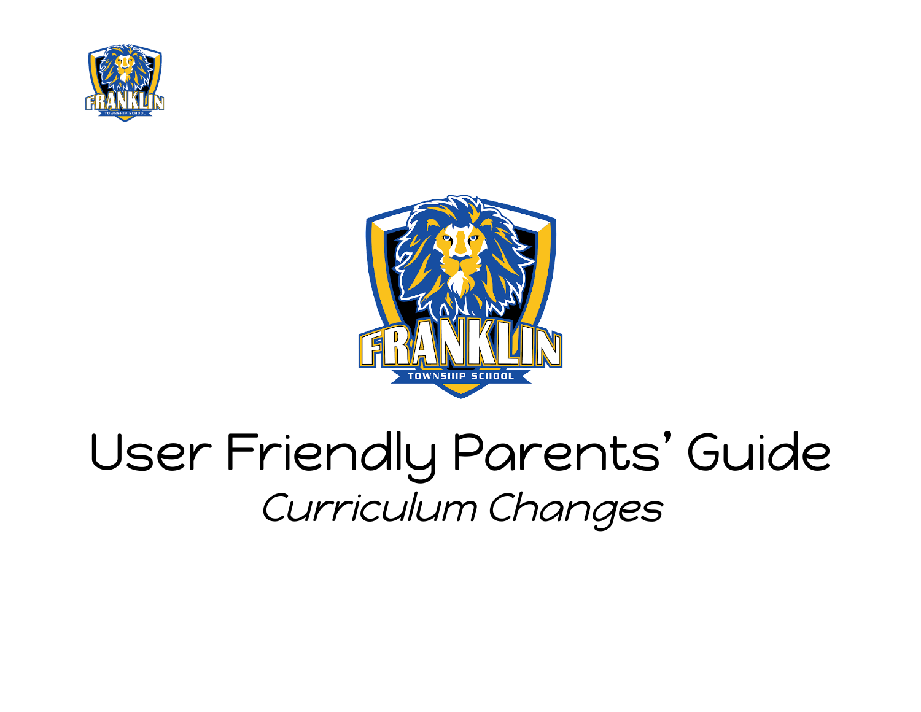# User Friendly Parents' Guide

*Curriculum Changes*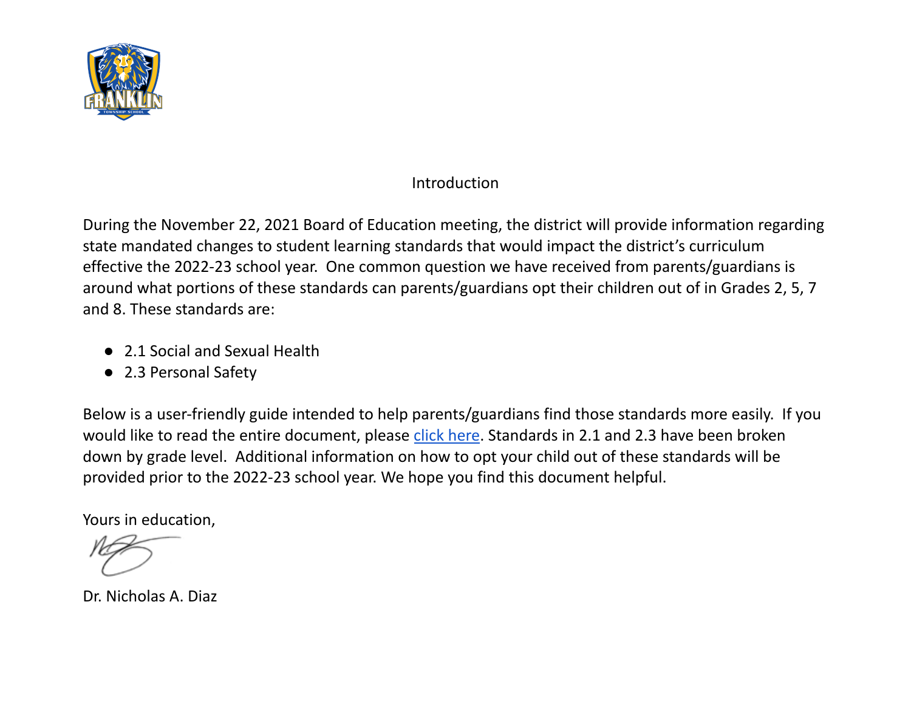## Introduction

During the November 22, 2021 Board of Education meeting, the district will provide information regarding state mandated changes to student learning standards that would impact the district's curriculum effective the 2022-23 school year. One common question we have received from parents/guardians is around what portions of these standards can parents/guardians opt their children out of in Grades 2, 5, 7 and 8. These standards are:

- 2.1 Social and Sexual Health
- 2.3 Personal Safety

Below is a user-friendly guide intended to help parents/guardians find those standards more easily. If you would like to read the entire document, please click here. Standards in 2.1 and 2.3 have been broken down by grade level. Additional information on how to opt your child out of these standards will be provided prior to the 2022-23 school year. We hope you find this document helpful.

Yours in education,

Dr. Nicholas A. Diaz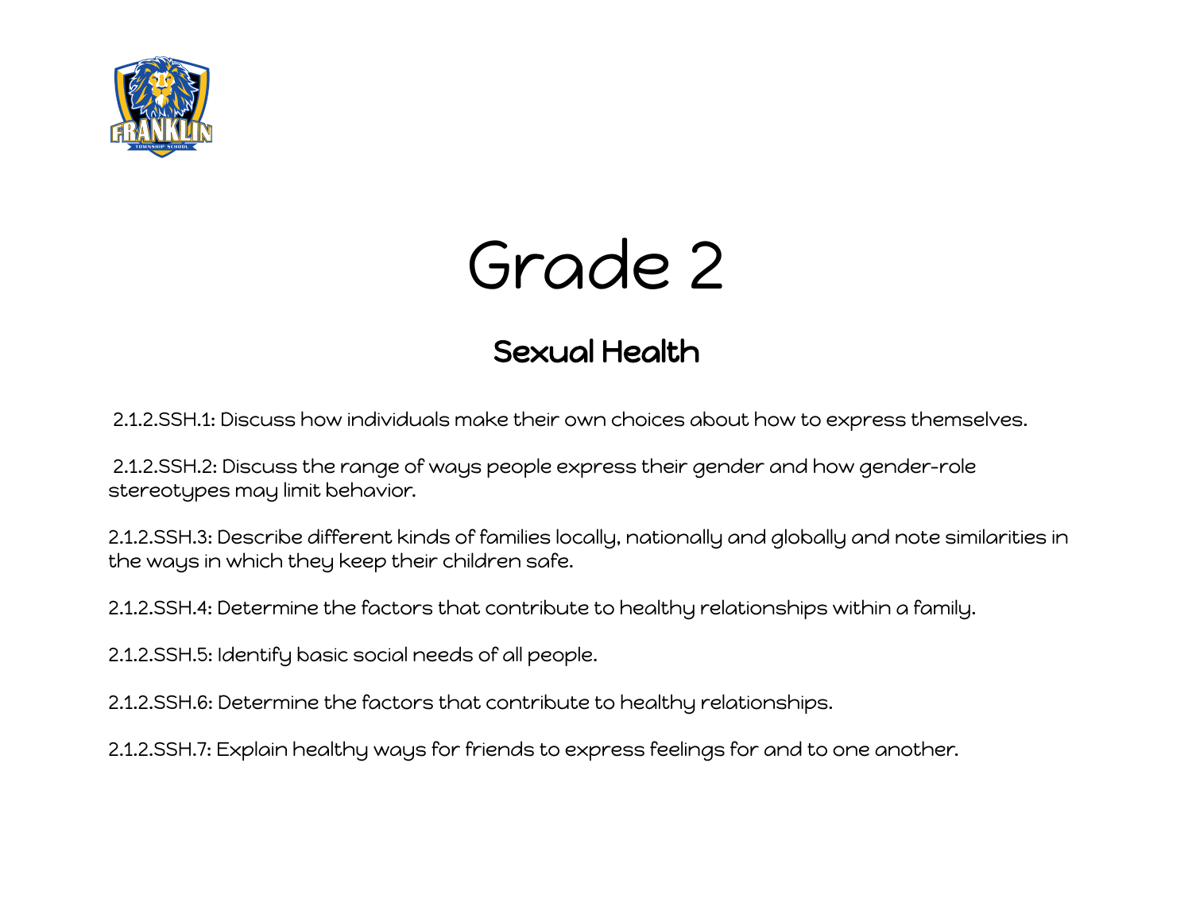# Grade 2

## Sexual Health

2.1.2.SSH.1: Discuss how individuals make their own choices about how to express themselves.

2.1.2.SSH.2: Discuss the range of ways people express their gender and how gender-role stereotypes may limit behavior.

2.1.2.SSH.3: Describe different kinds of families locally, nationally and globally and note similarities in the ways in which they keep their children safe.

2.1.2.SSH.4: Determine the factors that contribute to healthy relationships within a family.

2.1.2.SSH.5: Identify basic social needs of all people.

2.1.2.SSH.6: Determine the factors that contribute to healthy relationships.

2.1.2.SSH.7: Explain healthy ways for friends to express feelings for and to one another.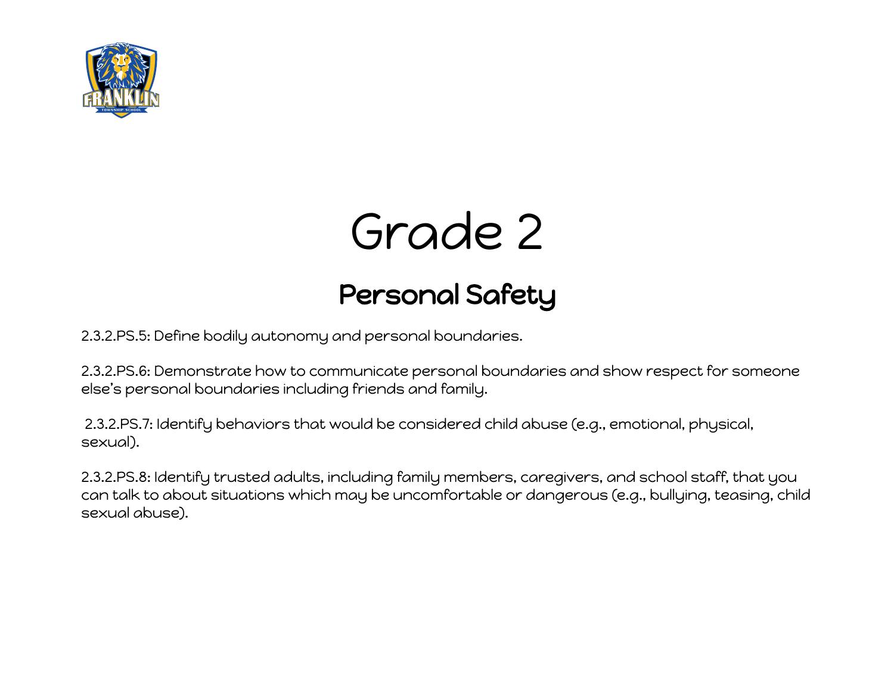# Grade 2

## Personal Safety

2.3.2.PS.5: Define bodily autonomy and personal boundaries.

2.3.2.PS.6: Demonstrate how to communicate personal boundaries and show respect for someone else's personal boundaries including friends and family.

2.3.2.PS.7: Identify behaviors that would be considered child abuse (e.g., emotional, physical, sexual).

2.3.2.PS.8: Identify trusted adults, including family members, caregivers, and school staff, that you can talk to about situations which may be uncomfortable or dangerous (e.g., bullying, teasing, child sexual abuse).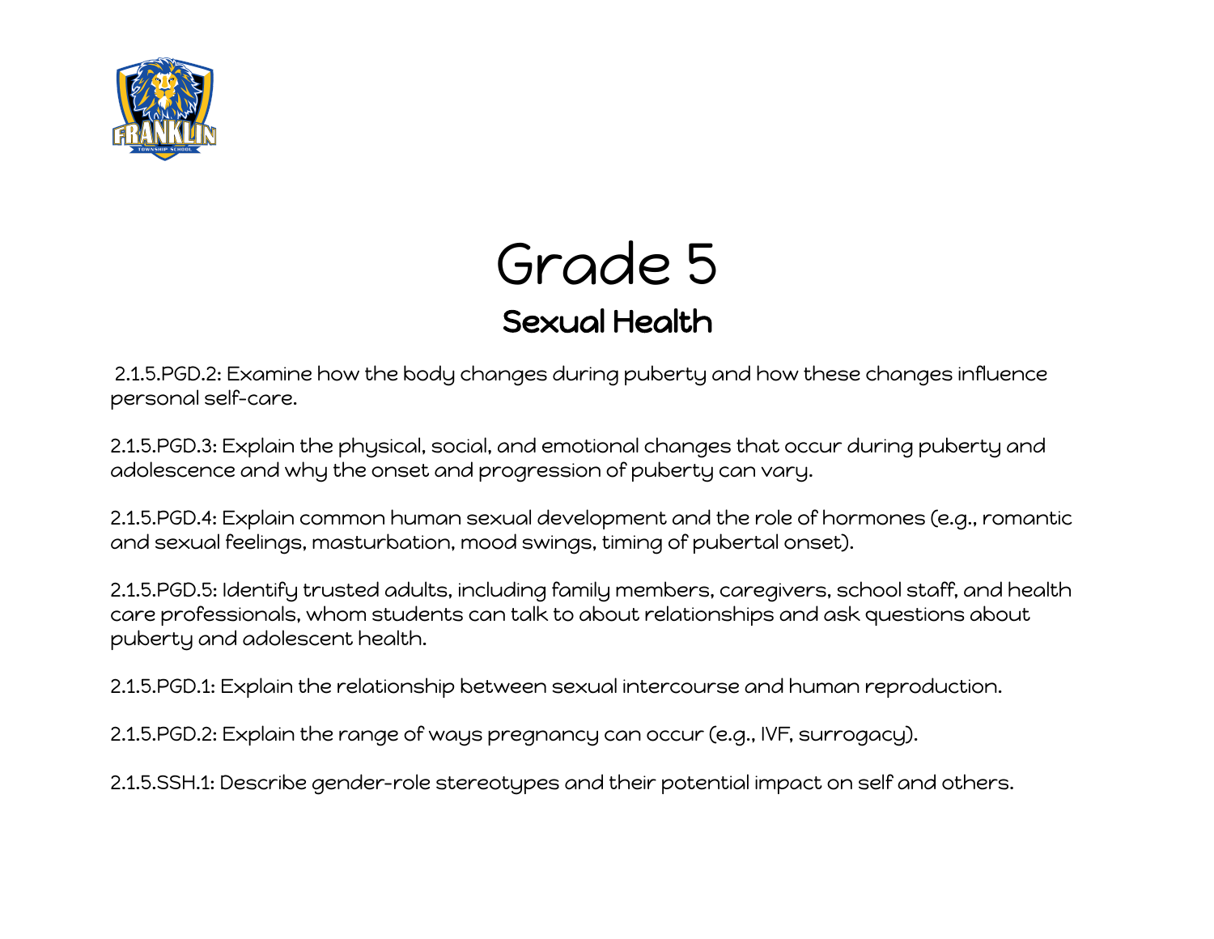# Grade 5

## Sexual Health

2.1.5.PGD.2: Examine how the body changes during puberty and how these changes influence personal self-care.

2.1.5.PGD.3: Explain the physical, social, and emotional changes that occur during puberty and adolescence and why the onset and progression of puberty can vary.

2.1.5.PGD.4: Explain common human sexual development and the role of hormones (e.g., romantic and sexual feelings, masturbation, mood swings, timing of pubertal onset).

2.1.5.PGD.5: Identify trusted adults, including family members, caregivers, school staff, and health care professionals, whom students can talk to about relationships and ask questions about puberty and adolescent health.

2.1.5.PGD.1: Explain the relationship between sexual intercourse and human reproduction.

2.1.5.PGD.2: Explain the range of ways pregnancy can occur (e.g., IVF, surrogacy).

2.1.5.SSH.1: Describe gender-role stereotypes and their potential impact on self and others.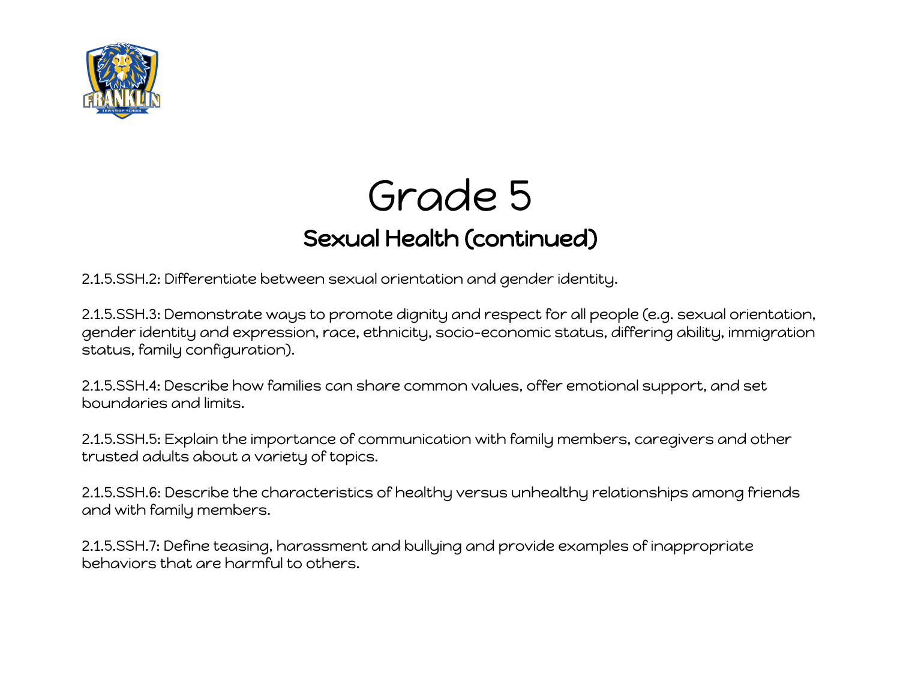# Grade 5

## Sexual Health (continued)

2.1.5.SSH.2: Differentiate between sexual orientation and gender identity.

2.1.5.SSH.3: Demonstrate ways to promote dignity and respect for all people (e.g. sexual orientation, gender identity and expression, race, ethnicity, socio-economic status, differing ability, immigration status, family configuration).

2.1.5.SSH.4: Describe how families can share common values, offer emotional support, and set boundaries and limits.

2.1.5.SSH.5: Explain the importance of communication with family members, caregivers and other trusted adults about a variety of topics.

2.1.5.SSH.6: Describe the characteristics of healthy versus unhealthy relationships among friends and with family members.

2.1.5.SSH.7: Define teasing, harassment and bullying and provide examples of inappropriate behaviors that are harmful to others.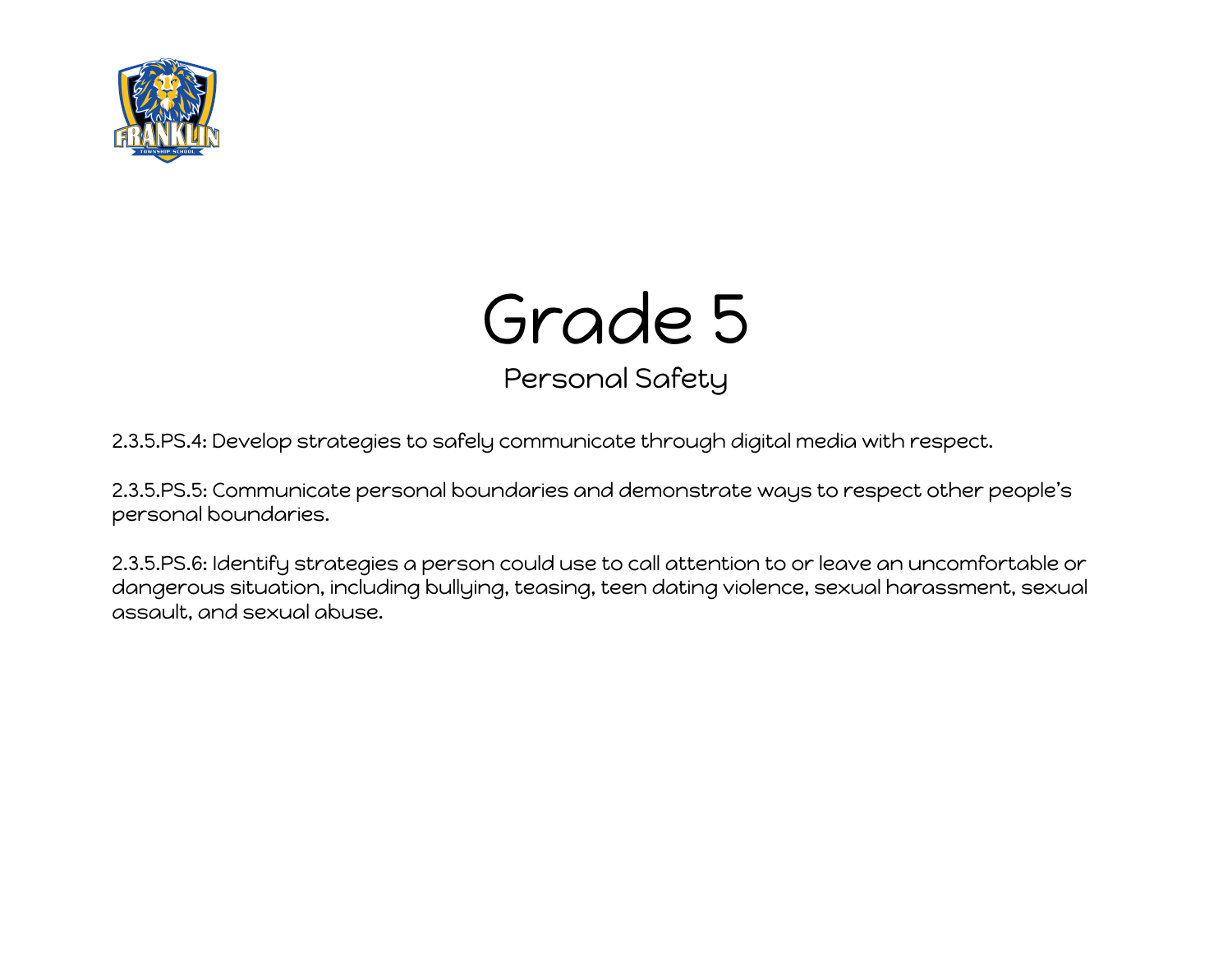# Grade 5

## Personal Safety

2.3.5.PS.4: Develop strategies to safely communicate through digital media with respect.

2.3.5.PS.5: Communicate personal boundaries and demonstrate ways to respect other people's personal boundaries.

2.3.5.PS.6: Identify strategies a person could use to call attention to or leave an uncomfortable or dangerous situation, including bullying, teasing, teen dating violence, sexual harassment, sexual assault, and sexual abuse.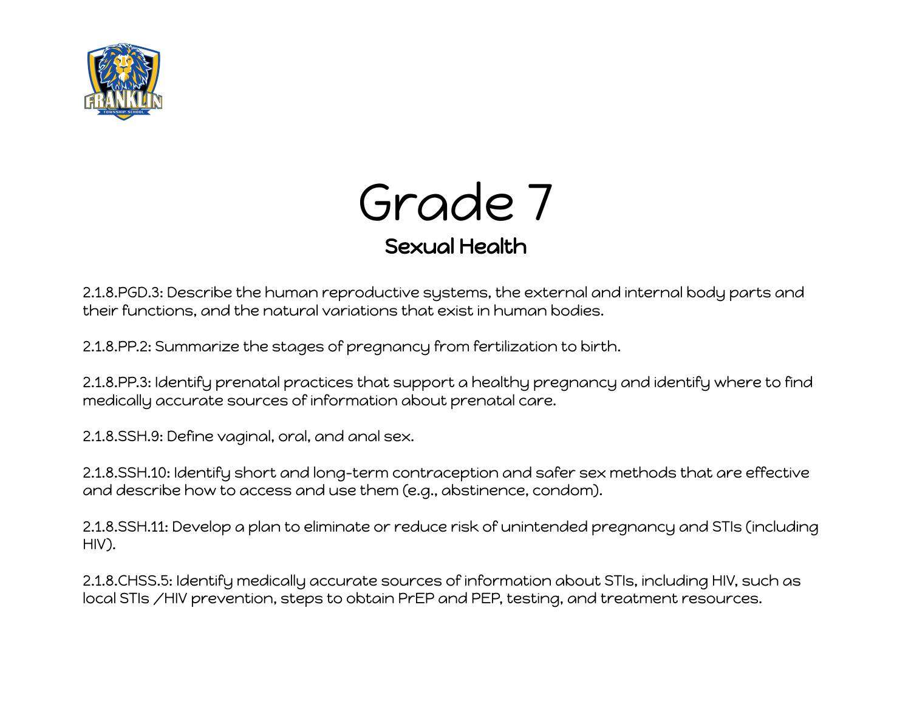# Grade 7

## Sexual Health

2.1.8.PGD.3: Describe the human reproductive systems, the external and internal body parts and their functions, and the natural variations that exist in human bodies.

2.1.8.PP.2: Summarize the stages of pregnancy from fertilization to birth.

2.1.8.PP.3: Identify prenatal practices that support a healthy pregnancy and identify where to find medically accurate sources of information about prenatal care.

2.1.8.SSH.9: Define vaginal, oral, and anal sex.

2.1.8.SSH.10: Identify short and long-term contraception and safer sex methods that are effective and describe how to access and use them (e.g., abstinence, condom).

2.1.8.SSH.11: Develop a plan to eliminate or reduce risk of unintended pregnancy and STIs (including HIV).

2.1.8.CHSS.5: Identify medically accurate sources of information about STIs, including HIV, such as local STIs /HIV prevention, steps to obtain PrEP and PEP, testing, and treatment resources.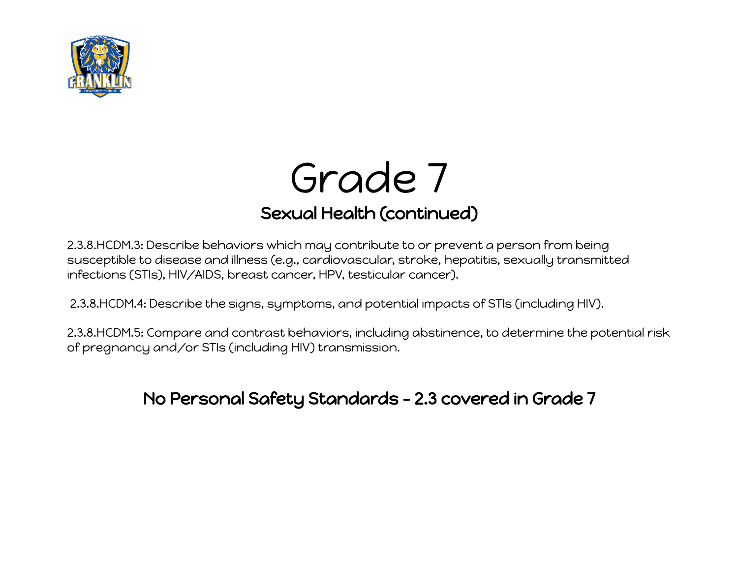# Grade 7

## Sexual Health (continued)

2.3.8.HCDM.3: Describe behaviors which may contribute to or prevent a person from being susceptible to disease and illness (e.g., cardiovascular, stroke, hepatitis, sexually transmitted infections (STIs), HIV/AIDS, breast cancer, HPV, testicular cancer).

2.3.8.HCDM.4: Describe the signs, symptoms, and potential impacts of STIs (including HIV).

2.3.8.HCDM.5: Compare and contrast behaviors, including abstinence, to determine the potential risk of pregnancy and/or STIs (including HIV) transmission.

## No Personal Safety Standards - 2.3 covered in Grade 7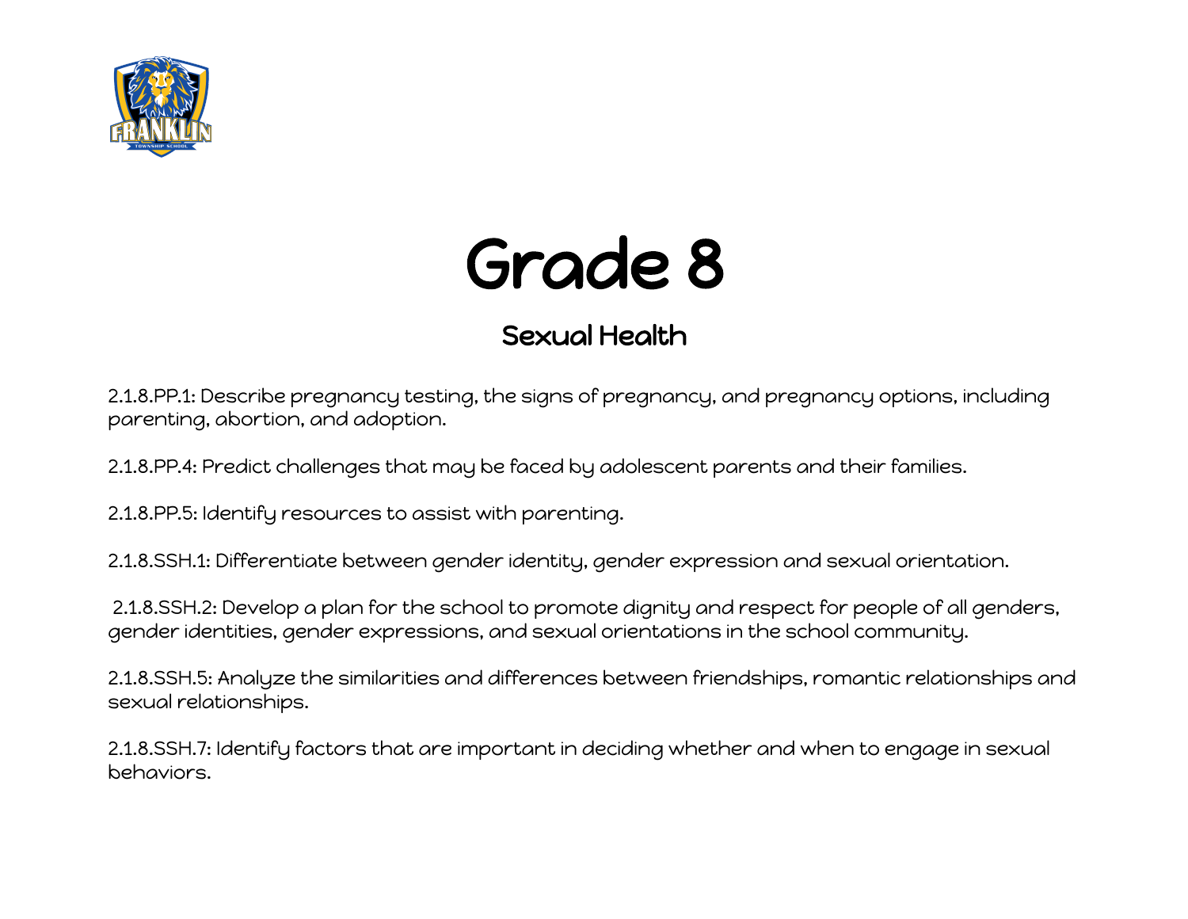# Grade 8

## Sexual Health

2.1.8.PP.1: Describe pregnancy testing, the signs of pregnancy, and pregnancy options, including parenting, abortion, and adoption.

2.1.8.PP.4: Predict challenges that may be faced by adolescent parents and their families.

2.1.8.PP.5: Identify resources to assist with parenting.

2.1.8.SSH.1: Differentiate between gender identity, gender expression and sexual orientation.

2.1.8.SSH.2: Develop a plan for the school to promote dignity and respect for people of all genders, gender identities, gender expressions, and sexual orientations in the school community.

2.1.8.SSH.5: Analyze the similarities and differences between friendships, romantic relationships and sexual relationships.

2.1.8.SSH.7: Identify factors that are important in deciding whether and when to engage in sexual behaviors.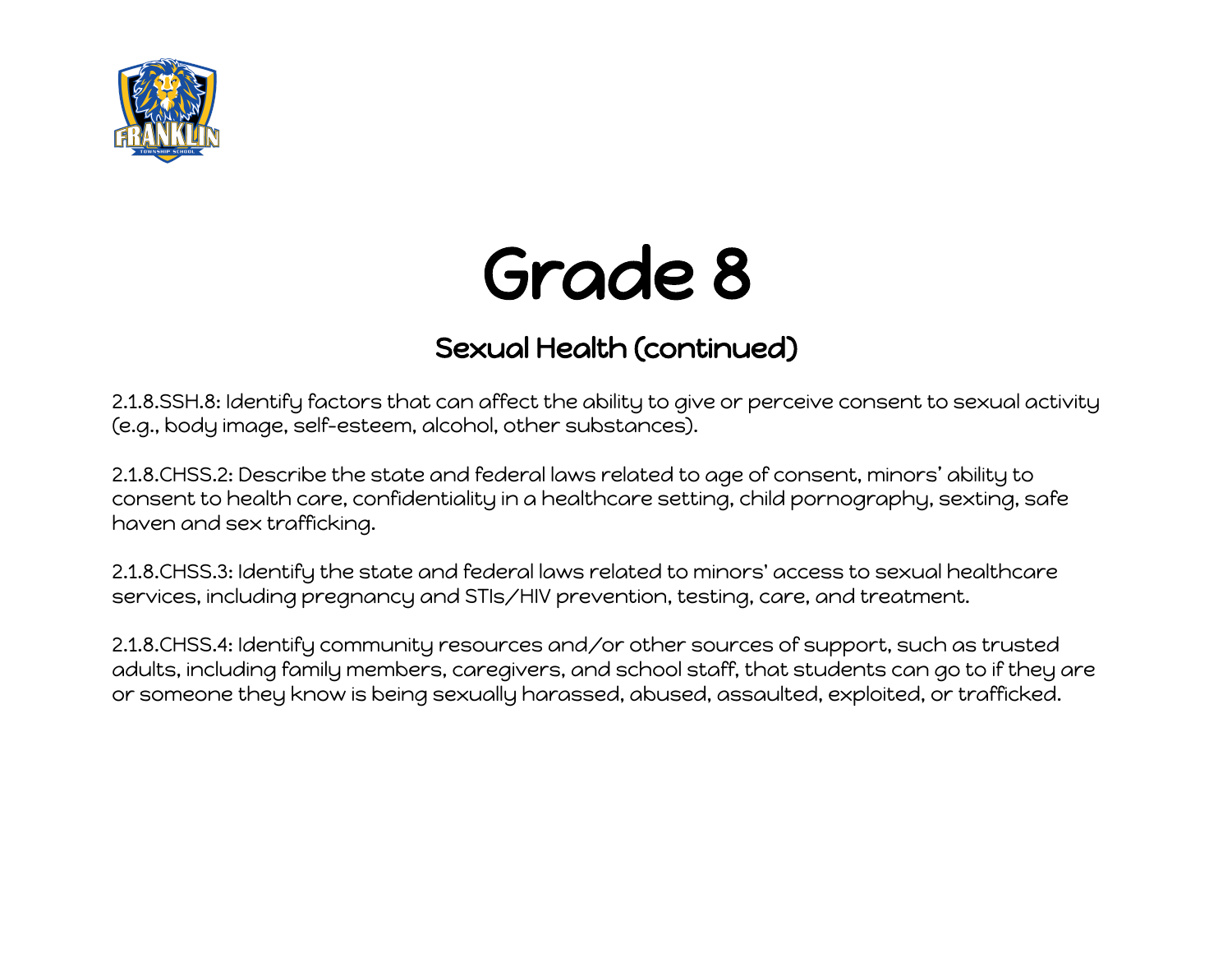# Grade 8

## Sexual Health (continued)

2.1.8.SSH.8: Identify factors that can affect the ability to give or perceive consent to sexual activity (e.g., body image, self-esteem, alcohol, other substances).

2.1.8.CHSS.2: Describe the state and federal laws related to age of consent, minors' ability to consent to health care, confidentiality in a healthcare setting, child pornography, sexting, safe haven and sex trafficking.

2.1.8.CHSS.3: Identify the state and federal laws related to minors' access to sexual healthcare services, including pregnancy and STIs/HIV prevention, testing, care, and treatment.

2.1.8.CHSS.4: Identify community resources and/or other sources of support, such as trusted adults, including family members, caregivers, and school staff, that students can go to if they are or someone they know is being sexually harassed, abused, assaulted, exploited, or trafficked.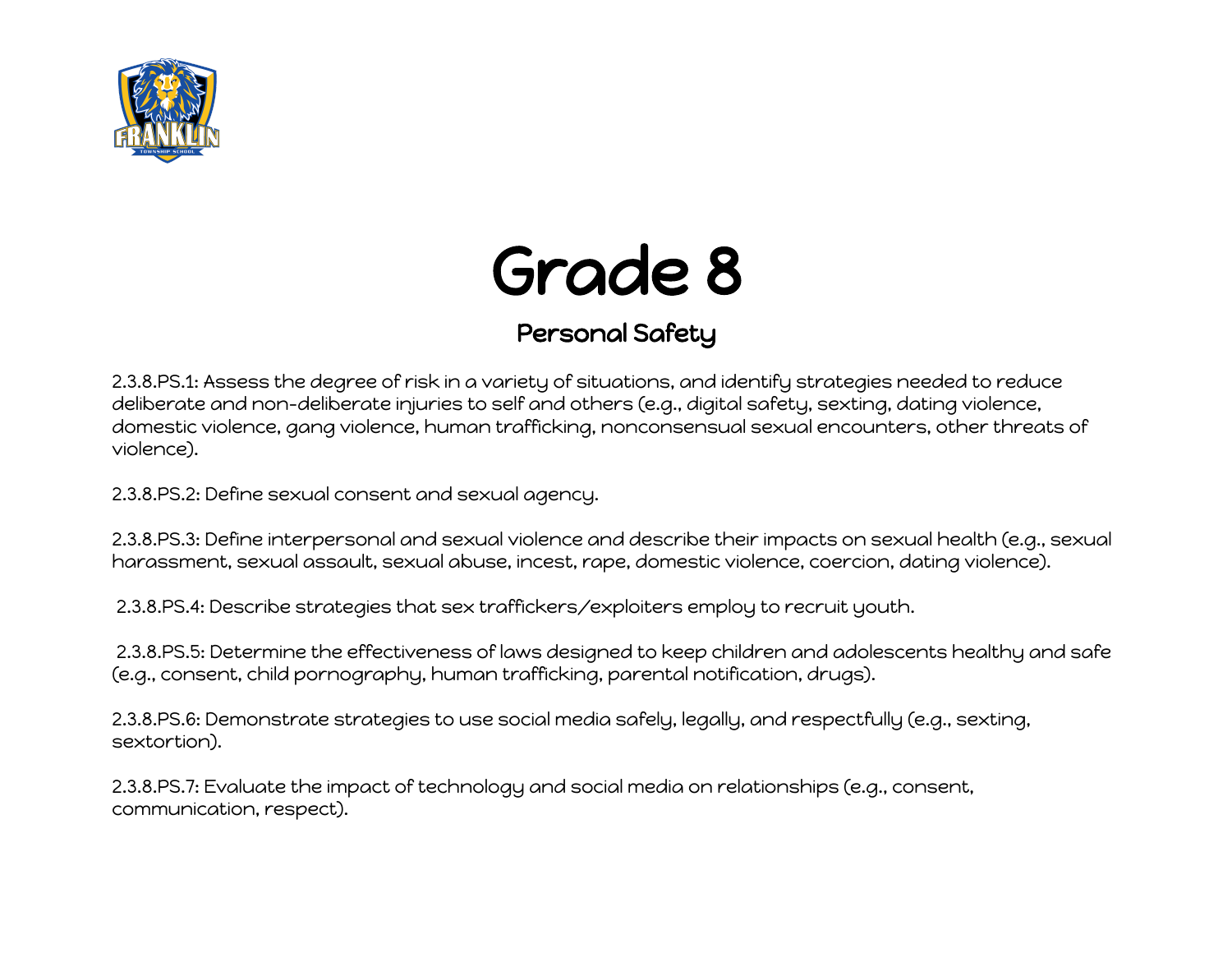# Grade 8

## Personal Safety

2.3.8.PS.1: Assess the degree of risk in a variety of situations, and identify strategies needed to reduce deliberate and non-deliberate injuries to self and others (e.g., digital safety, sexting, dating violence, domestic violence, gang violence, human trafficking, nonconsensual sexual encounters, other threats of violence).

2.3.8.PS.2: Define sexual consent and sexual agency.

2.3.8.PS.3: Define interpersonal and sexual violence and describe their impacts on sexual health (e.g., sexual harassment, sexual assault, sexual abuse, incest, rape, domestic violence, coercion, dating violence).

2.3.8.PS.4: Describe strategies that sex traffickers/exploiters employ to recruit youth.

2.3.8.PS.5: Determine the effectiveness of laws designed to keep children and adolescents healthy and safe (e.g., consent, child pornography, human trafficking, parental notification, drugs).

2.3.8.PS.6: Demonstrate strategies to use social media safely, legally, and respectfully (e.g., sexting, sextortion).

2.3.8.PS.7: Evaluate the impact of technology and social media on relationships (e.g., consent, communication, respect).